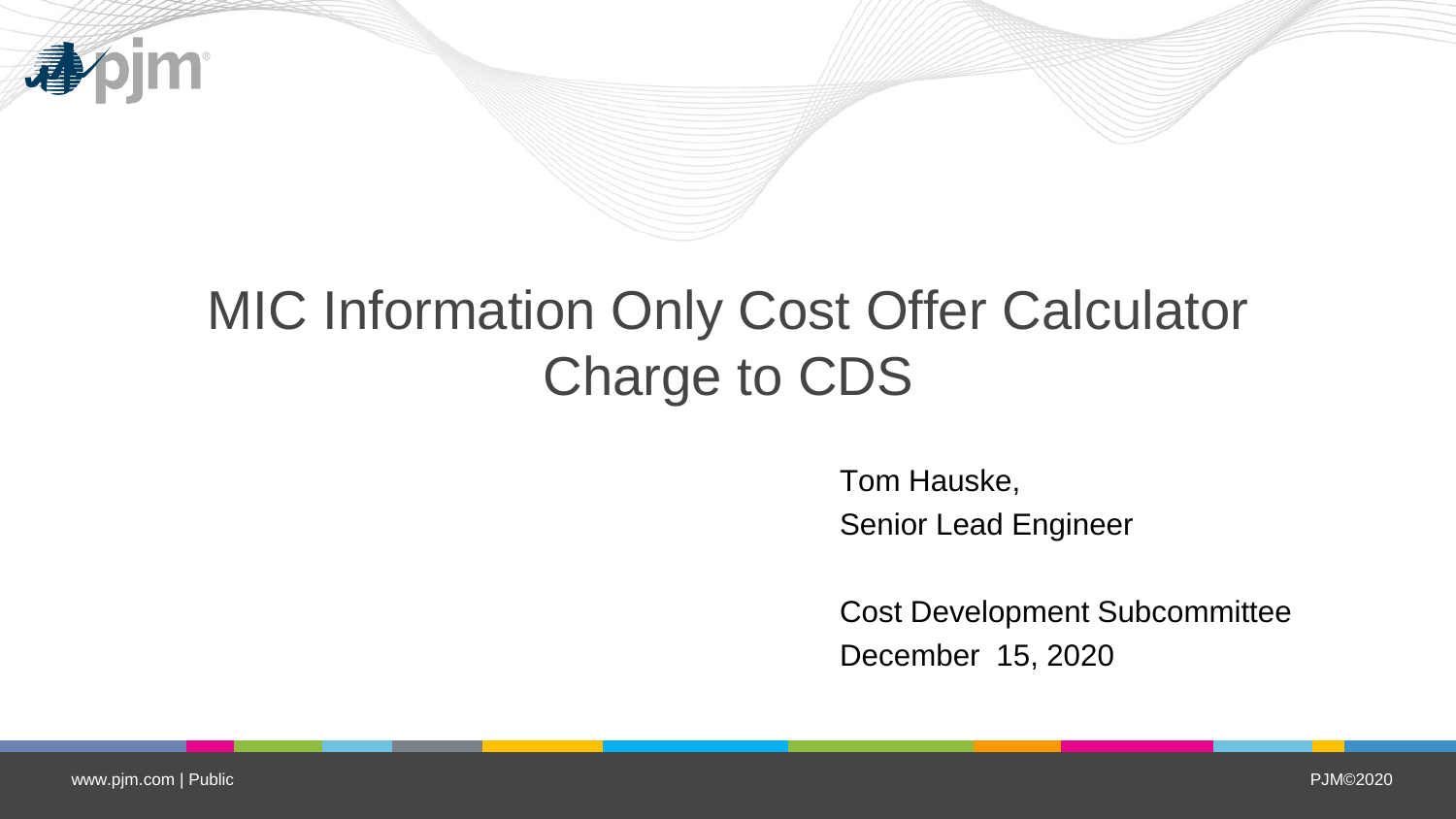# MIC Information Only Cost Offer Calculator Charge to CDS

Tom Hauske,

Senior Lead Engineer

Cost Development Subcommittee

December 15, 2020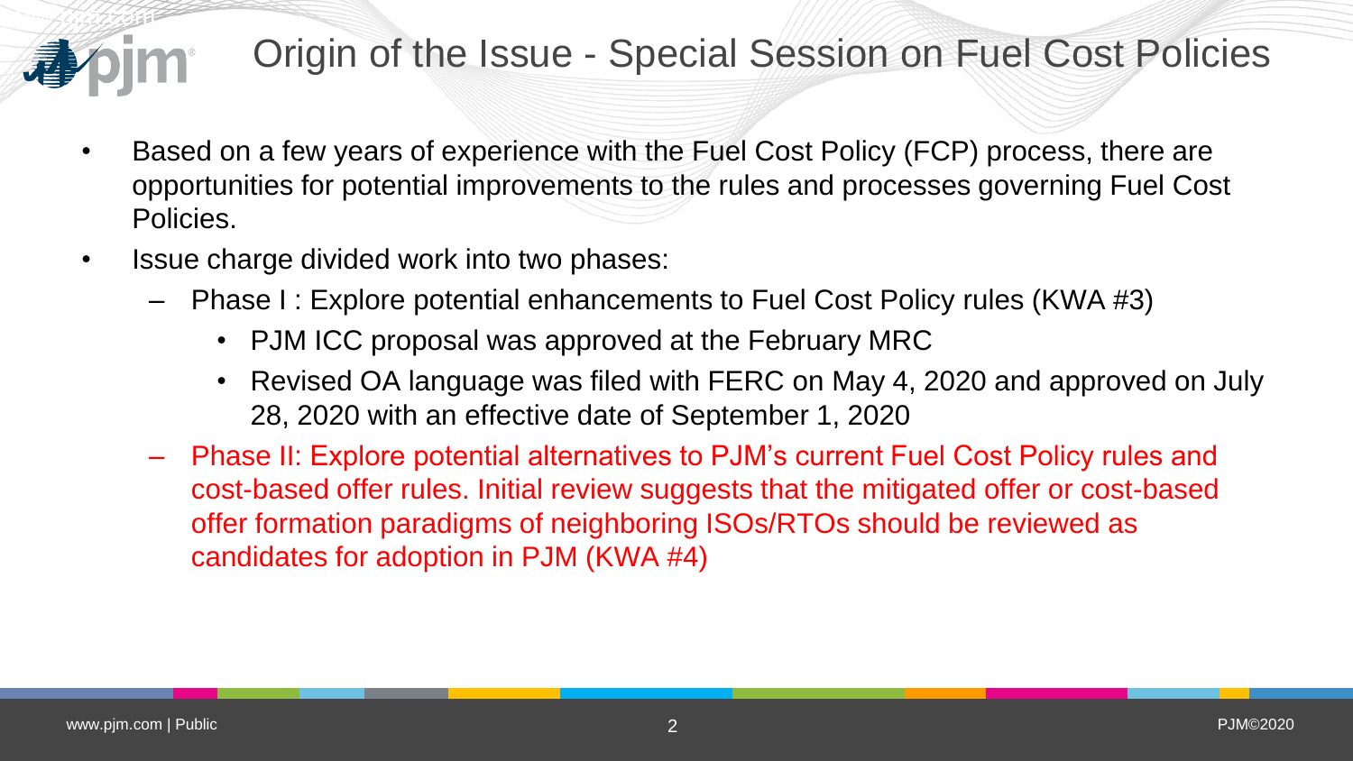# Origin of the Issue - Special Session on Fuel Cost Policies

- Based on a few years of experience with the Fuel Cost Policy (FCP) process, there are opportunities for potential improvements to the rules and processes governing Fuel Cost Policies.
- Issue charge divided work into two phases:
  - Phase I : Explore potential enhancements to Fuel Cost Policy rules (KWA #3)
    - PJM ICC proposal was approved at the February MRC
    - Revised OA language was filed with FERC on May 4, 2020 and approved on July 28, 2020 with an effective date of September 1, 2020
  - Phase II: Explore potential alternatives to PJM's current Fuel Cost Policy rules and cost-based offer rules. Initial review suggests that the mitigated offer or cost-based offer formation paradigms of neighboring ISOs/RTOs should be reviewed as candidates for adoption in PJM (KWA #4)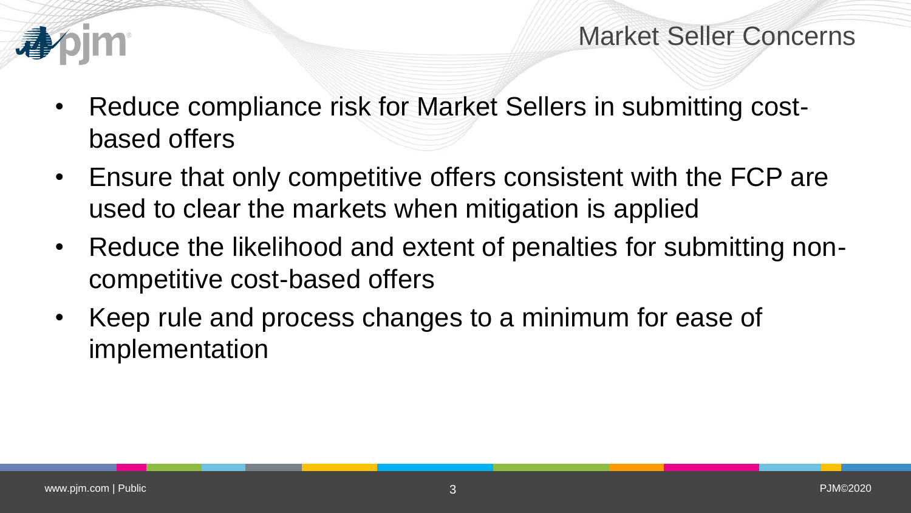# Market Seller Concerns

- Reduce compliance risk for Market Sellers in submitting cost-based offers
- Ensure that only competitive offers consistent with the FCP are used to clear the markets when mitigation is applied
- Reduce the likelihood and extent of penalties for submitting non-competitive cost-based offers
- Keep rule and process changes to a minimum for ease of implementation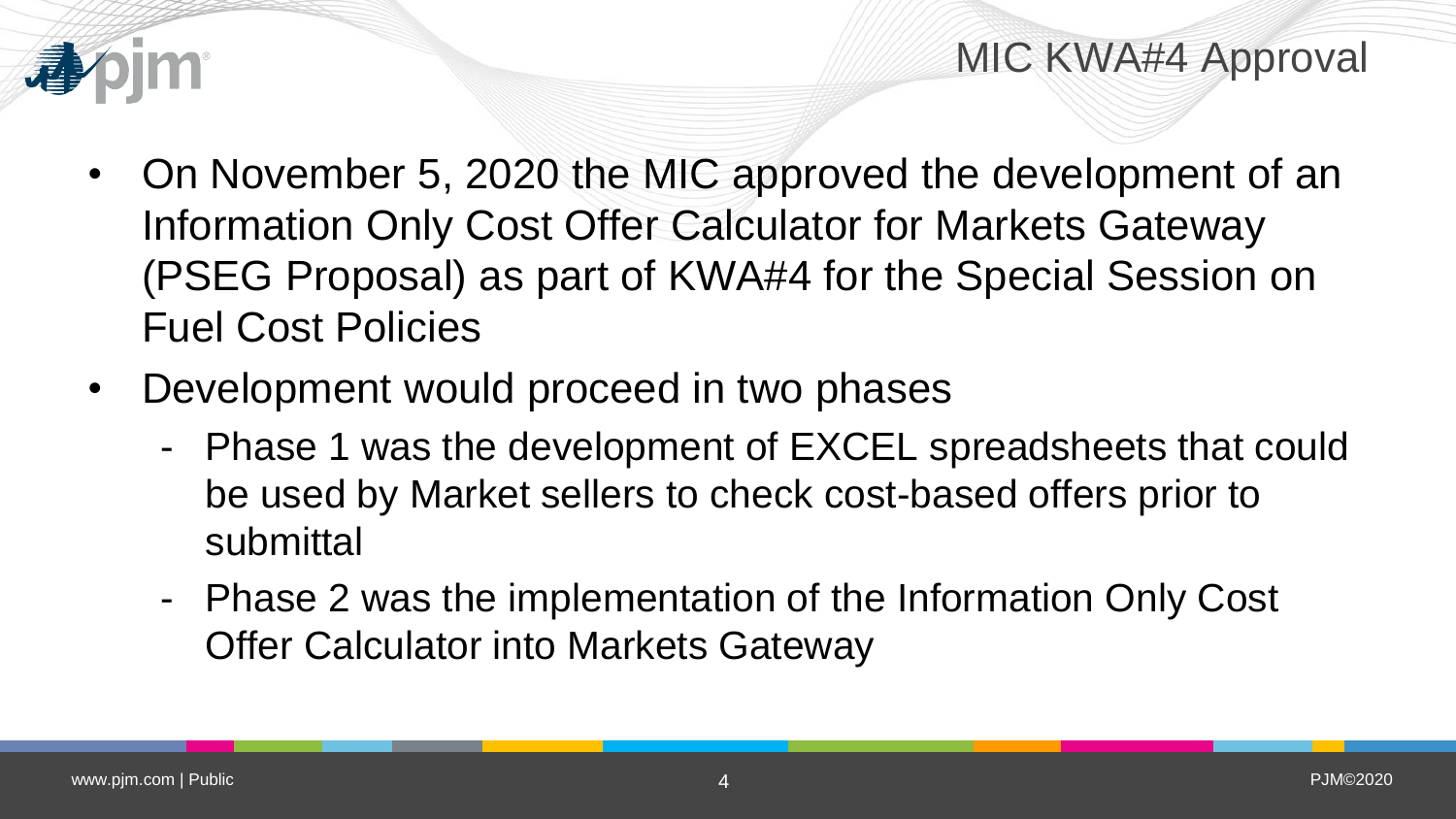# MIC KWA#4 Approval

- On November 5, 2020 the MIC approved the development of an Information Only Cost Offer Calculator for Markets Gateway (PSEG Proposal) as part of KWA#4 for the Special Session on Fuel Cost Policies
- Development would proceed in two phases
  - Phase 1 was the development of EXCEL spreadsheets that could be used by Market sellers to check cost-based offers prior to submittal
  - Phase 2 was the implementation of the Information Only Cost Offer Calculator into Markets Gateway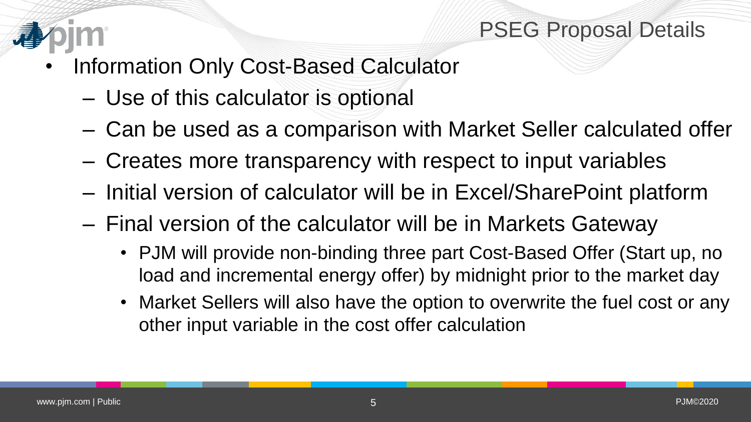## PSEG Proposal Details

- Information Only Cost-Based Calculator
  - Use of this calculator is optional
  - Can be used as a comparison with Market Seller calculated offer
  - Creates more transparency with respect to input variables
  - Initial version of calculator will be in Excel/SharePoint platform
  - Final version of the calculator will be in Markets Gateway
    - PJM will provide non-binding three part Cost-Based Offer (Start up, no load and incremental energy offer) by midnight prior to the market day
    - Market Sellers will also have the option to overwrite the fuel cost or any other input variable in the cost offer calculation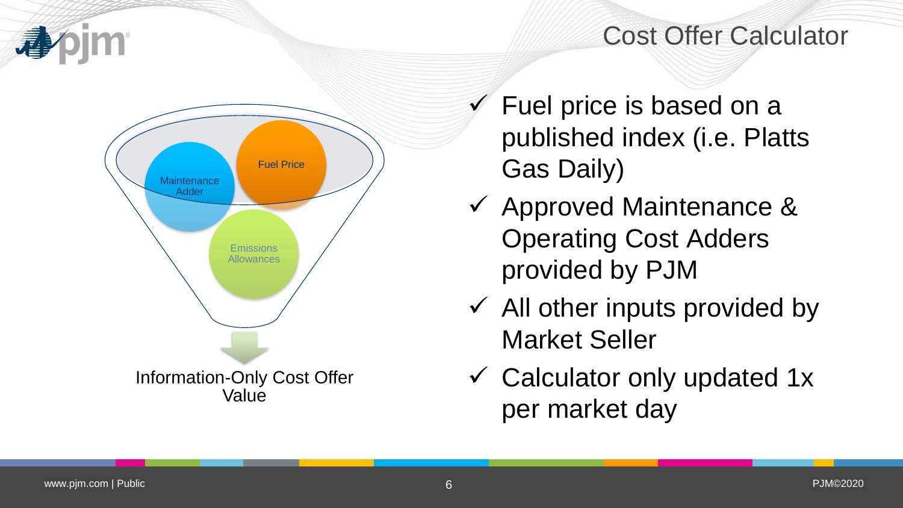# Cost Offer Calculator

Maintenance Adder

Fuel Price

Emissions Allowances

Information-Only Cost Offer Value

- ✓ Fuel price is based on a published index (i.e. Platts Gas Daily)
- ✓ Approved Maintenance & Operating Cost Adders provided by PJM
- ✓ All other inputs provided by Market Seller
- ✓ Calculator only updated 1x per market day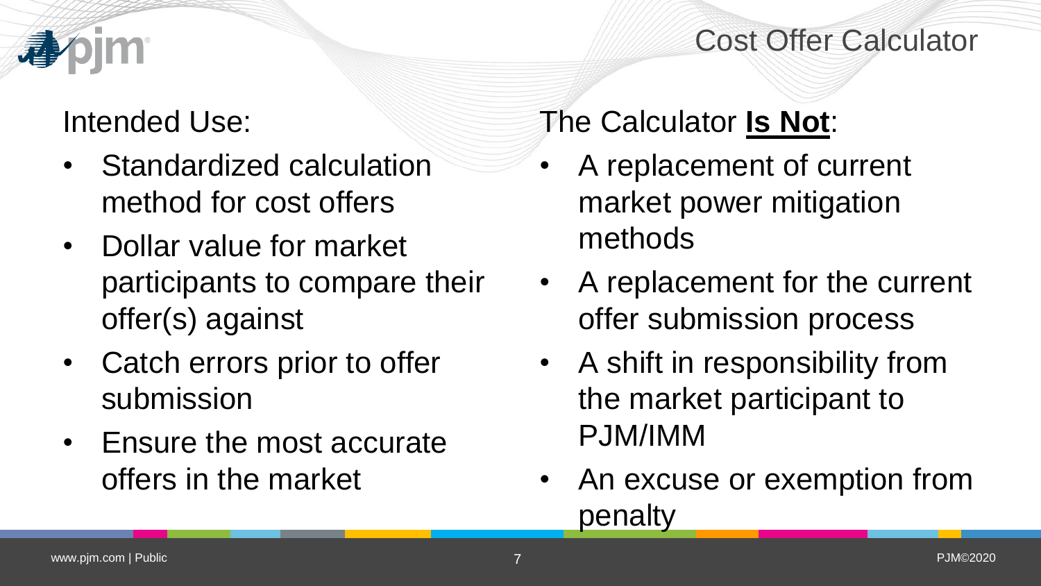# Cost Offer Calculator

## Intended Use:

- Standardized calculation method for cost offers
- Dollar value for market participants to compare their offer(s) against
- Catch errors prior to offer submission
- Ensure the most accurate offers in the market

## The Calculator **Is Not**:

- A replacement of current market power mitigation methods
- A replacement for the current offer submission process
- A shift in responsibility from the market participant to PJM/IMM
- An excuse or exemption from penalty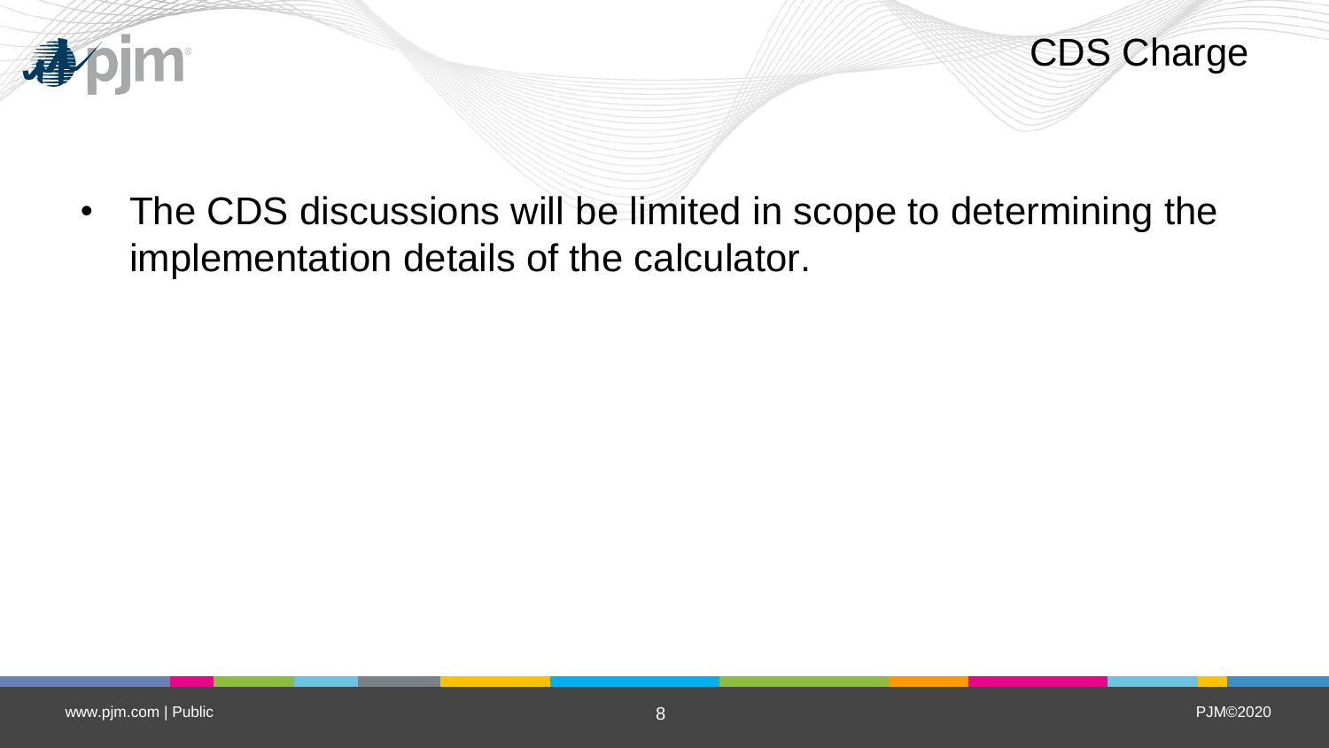## CDS Charge

- The CDS discussions will be limited in scope to determining the implementation details of the calculator.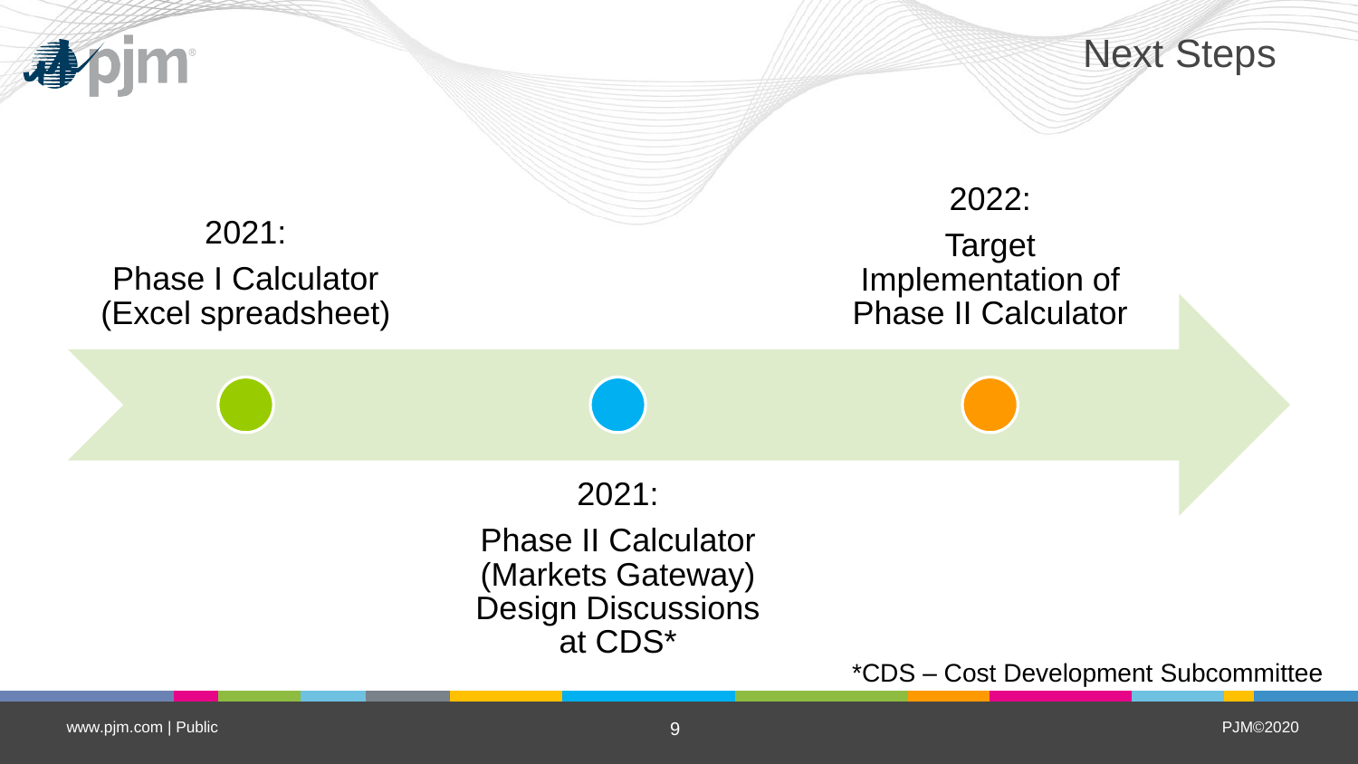# Next Steps

**2021:**
Phase I Calculator (Excel spreadsheet)

**2021:**
Phase II Calculator (Markets Gateway) Design Discussions at CDS*

**2022:**
Target Implementation of Phase II Calculator

*CDS – Cost Development Subcommittee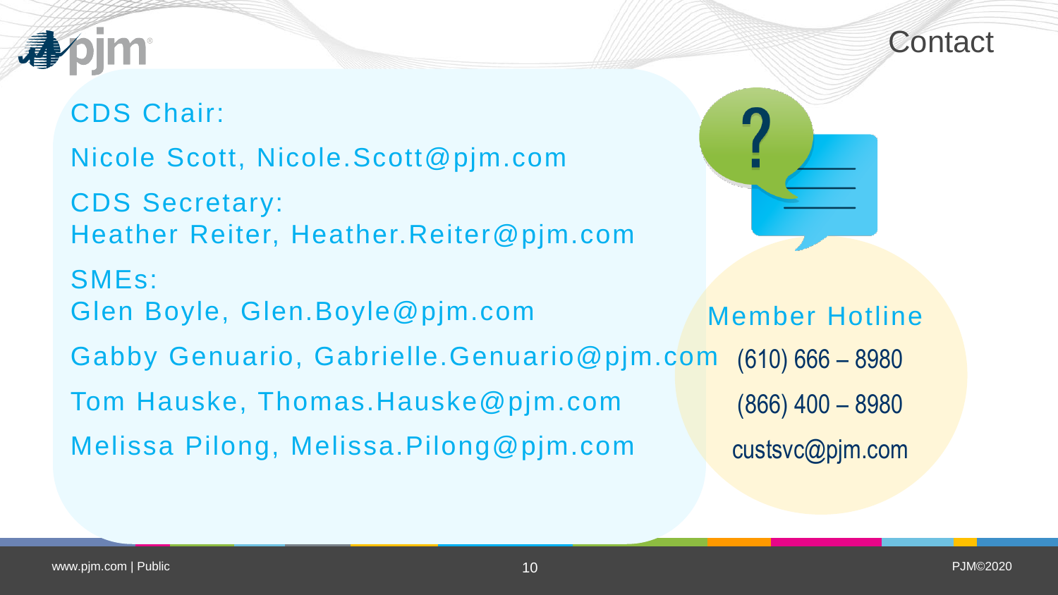# Contact

CDS Chair:

Nicole Scott, Nicole.Scott@pjm.com

CDS Secretary:
Heather Reiter, Heather.Reiter@pjm.com

SMEs:
Glen Boyle, Glen.Boyle@pjm.com

Gabby Genuario, Gabrielle.Genuario@pjm.com

Tom Hauske, Thomas.Hauske@pjm.com

Melissa Pilong, Melissa.Pilong@pjm.com

Member Hotline

(610) 666 – 8980

(866) 400 – 8980

custsvc@pjm.com